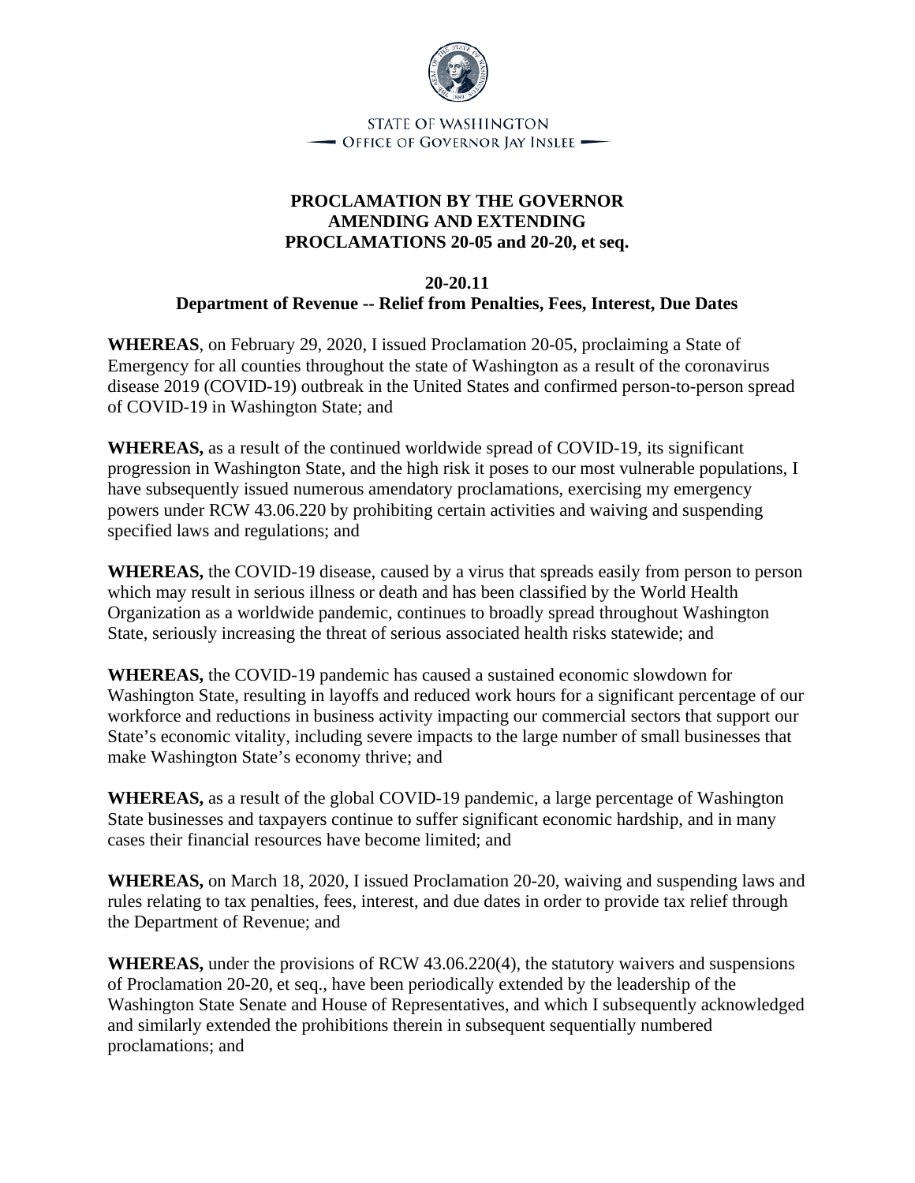STATE OF WASHINGTON
OFFICE OF GOVERNOR JAY INSLEE

# PROCLAMATION BY THE GOVERNOR AMENDING AND EXTENDING PROCLAMATIONS 20-05 and 20-20, et seq.

## 20-20.11
## Department of Revenue -- Relief from Penalties, Fees, Interest, Due Dates

**WHEREAS**, on February 29, 2020, I issued Proclamation 20-05, proclaiming a State of Emergency for all counties throughout the state of Washington as a result of the coronavirus disease 2019 (COVID-19) outbreak in the United States and confirmed person-to-person spread of COVID-19 in Washington State; and

**WHEREAS,** as a result of the continued worldwide spread of COVID-19, its significant progression in Washington State, and the high risk it poses to our most vulnerable populations, I have subsequently issued numerous amendatory proclamations, exercising my emergency powers under RCW 43.06.220 by prohibiting certain activities and waiving and suspending specified laws and regulations; and

**WHEREAS,** the COVID-19 disease, caused by a virus that spreads easily from person to person which may result in serious illness or death and has been classified by the World Health Organization as a worldwide pandemic, continues to broadly spread throughout Washington State, seriously increasing the threat of serious associated health risks statewide; and

**WHEREAS,** the COVID-19 pandemic has caused a sustained economic slowdown for Washington State, resulting in layoffs and reduced work hours for a significant percentage of our workforce and reductions in business activity impacting our commercial sectors that support our State's economic vitality, including severe impacts to the large number of small businesses that make Washington State's economy thrive; and

**WHEREAS,** as a result of the global COVID-19 pandemic, a large percentage of Washington State businesses and taxpayers continue to suffer significant economic hardship, and in many cases their financial resources have become limited; and

**WHEREAS,** on March 18, 2020, I issued Proclamation 20-20, waiving and suspending laws and rules relating to tax penalties, fees, interest, and due dates in order to provide tax relief through the Department of Revenue; and

**WHEREAS,** under the provisions of RCW 43.06.220(4), the statutory waivers and suspensions of Proclamation 20-20, et seq., have been periodically extended by the leadership of the Washington State Senate and House of Representatives, and which I subsequently acknowledged and similarly extended the prohibitions therein in subsequent sequentially numbered proclamations; and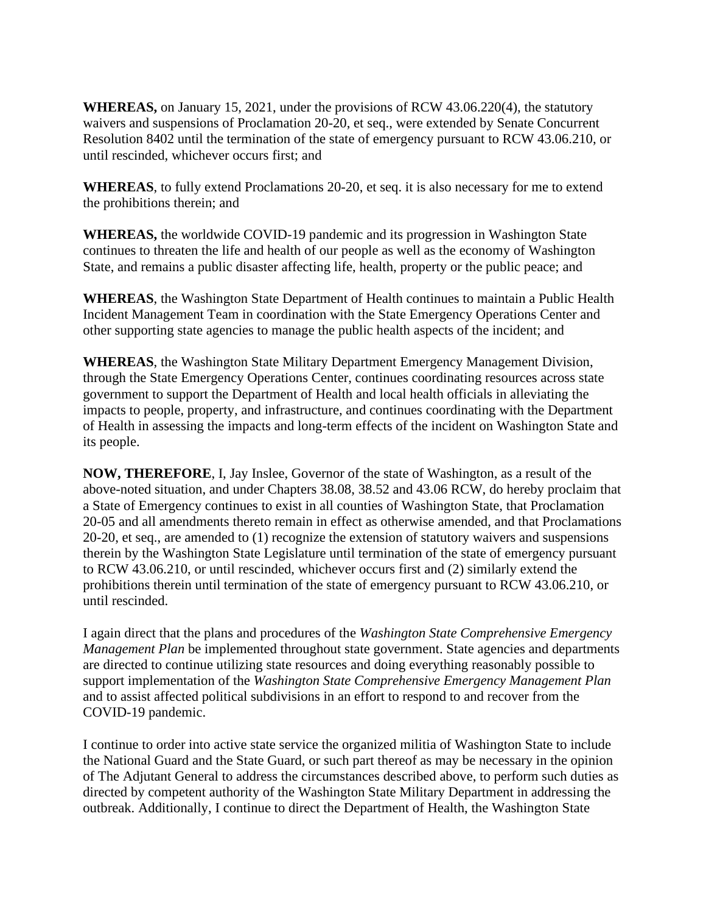**WHEREAS,** on January 15, 2021, under the provisions of RCW 43.06.220(4), the statutory waivers and suspensions of Proclamation 20-20, et seq., were extended by Senate Concurrent Resolution 8402 until the termination of the state of emergency pursuant to RCW 43.06.210, or until rescinded, whichever occurs first; and

**WHEREAS**, to fully extend Proclamations 20-20, et seq. it is also necessary for me to extend the prohibitions therein; and

**WHEREAS,** the worldwide COVID-19 pandemic and its progression in Washington State continues to threaten the life and health of our people as well as the economy of Washington State, and remains a public disaster affecting life, health, property or the public peace; and

**WHEREAS**, the Washington State Department of Health continues to maintain a Public Health Incident Management Team in coordination with the State Emergency Operations Center and other supporting state agencies to manage the public health aspects of the incident; and

**WHEREAS**, the Washington State Military Department Emergency Management Division, through the State Emergency Operations Center, continues coordinating resources across state government to support the Department of Health and local health officials in alleviating the impacts to people, property, and infrastructure, and continues coordinating with the Department of Health in assessing the impacts and long-term effects of the incident on Washington State and its people.

**NOW, THEREFORE**, I, Jay Inslee, Governor of the state of Washington, as a result of the above-noted situation, and under Chapters 38.08, 38.52 and 43.06 RCW, do hereby proclaim that a State of Emergency continues to exist in all counties of Washington State, that Proclamation 20-05 and all amendments thereto remain in effect as otherwise amended, and that Proclamations 20-20, et seq., are amended to (1) recognize the extension of statutory waivers and suspensions therein by the Washington State Legislature until termination of the state of emergency pursuant to RCW 43.06.210, or until rescinded, whichever occurs first and (2) similarly extend the prohibitions therein until termination of the state of emergency pursuant to RCW 43.06.210, or until rescinded.

I again direct that the plans and procedures of the *Washington State Comprehensive Emergency Management Plan* be implemented throughout state government. State agencies and departments are directed to continue utilizing state resources and doing everything reasonably possible to support implementation of the *Washington State Comprehensive Emergency Management Plan* and to assist affected political subdivisions in an effort to respond to and recover from the COVID-19 pandemic.

I continue to order into active state service the organized militia of Washington State to include the National Guard and the State Guard, or such part thereof as may be necessary in the opinion of The Adjutant General to address the circumstances described above, to perform such duties as directed by competent authority of the Washington State Military Department in addressing the outbreak. Additionally, I continue to direct the Department of Health, the Washington State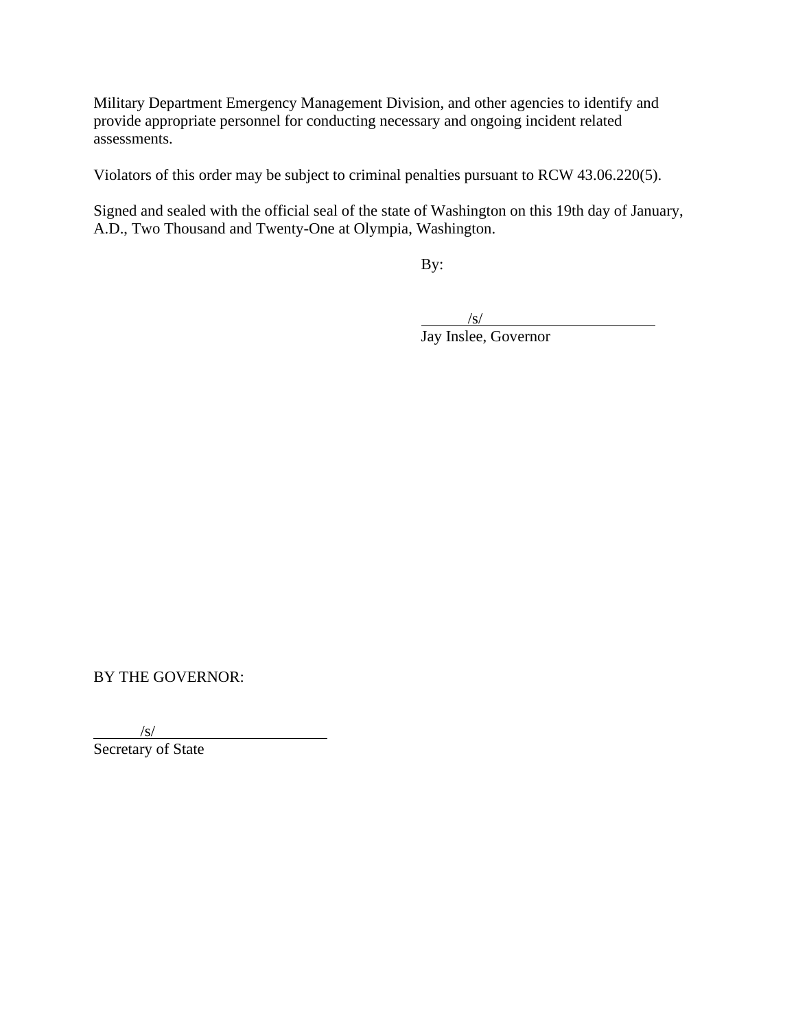Military Department Emergency Management Division, and other agencies to identify and provide appropriate personnel for conducting necessary and ongoing incident related assessments.

Violators of this order may be subject to criminal penalties pursuant to RCW 43.06.220(5).

Signed and sealed with the official seal of the state of Washington on this 19th day of January, A.D., Two Thousand and Twenty-One at Olympia, Washington.

By:

/s/
Jay Inslee, Governor

BY THE GOVERNOR:

/s/
Secretary of State